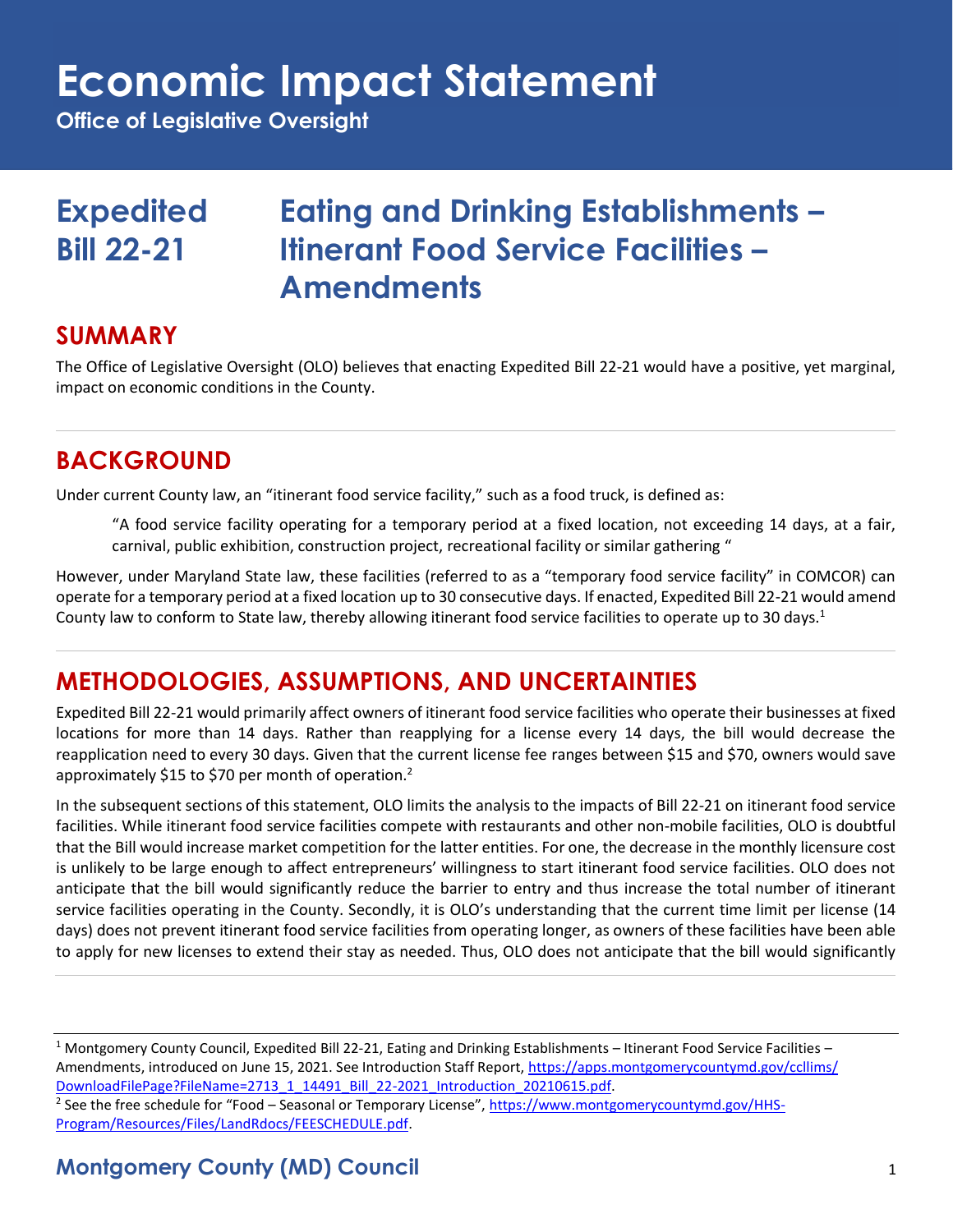# Economic Impact Statement

**Office of Legislative Oversight**

# Expedited Bill 22-21 — Eating and Drinking Establishments – Itinerant Food Service Facilities – Amendments

## SUMMARY

The Office of Legislative Oversight (OLO) believes that enacting Expedited Bill 22-21 would have a positive, yet marginal, impact on economic conditions in the County.

## BACKGROUND

Under current County law, an "itinerant food service facility," such as a food truck, is defined as:

> "A food service facility operating for a temporary period at a fixed location, not exceeding 14 days, at a fair, carnival, public exhibition, construction project, recreational facility or similar gathering "

However, under Maryland State law, these facilities (referred to as a "temporary food service facility" in COMCOR) can operate for a temporary period at a fixed location up to 30 consecutive days. If enacted, Expedited Bill 22-21 would amend County law to conform to State law, thereby allowing itinerant food service facilities to operate up to 30 days.[1]

## METHODOLOGIES, ASSUMPTIONS, AND UNCERTAINTIES

Expedited Bill 22-21 would primarily affect owners of itinerant food service facilities who operate their businesses at fixed locations for more than 14 days. Rather than reapplying for a license every 14 days, the bill would decrease the reapplication need to every 30 days. Given that the current license fee ranges between \$15 and \$70, owners would save approximately \$15 to \$70 per month of operation.[2]

In the subsequent sections of this statement, OLO limits the analysis to the impacts of Bill 22-21 on itinerant food service facilities. While itinerant food service facilities compete with restaurants and other non-mobile facilities, OLO is doubtful that the Bill would increase market competition for the latter entities. For one, the decrease in the monthly licensure cost is unlikely to be large enough to affect entrepreneurs' willingness to start itinerant food service facilities. OLO does not anticipate that the bill would significantly reduce the barrier to entry and thus increase the total number of itinerant service facilities operating in the County. Secondly, it is OLO's understanding that the current time limit per license (14 days) does not prevent itinerant food service facilities from operating longer, as owners of these facilities have been able to apply for new licenses to extend their stay as needed. Thus, OLO does not anticipate that the bill would significantly

---

[1] Montgomery County Council, Expedited Bill 22-21, Eating and Drinking Establishments – Itinerant Food Service Facilities – Amendments, introduced on June 15, 2021. See Introduction Staff Report, https://apps.montgomerycountymd.gov/ccllims/DownloadFilePage?FileName=2713_1_14491_Bill_22-2021_Introduction_20210615.pdf.

[2] See the free schedule for "Food – Seasonal or Temporary License", https://www.montgomerycountymd.gov/HHS-Program/Resources/Files/LandRdocs/FEESCHEDULE.pdf.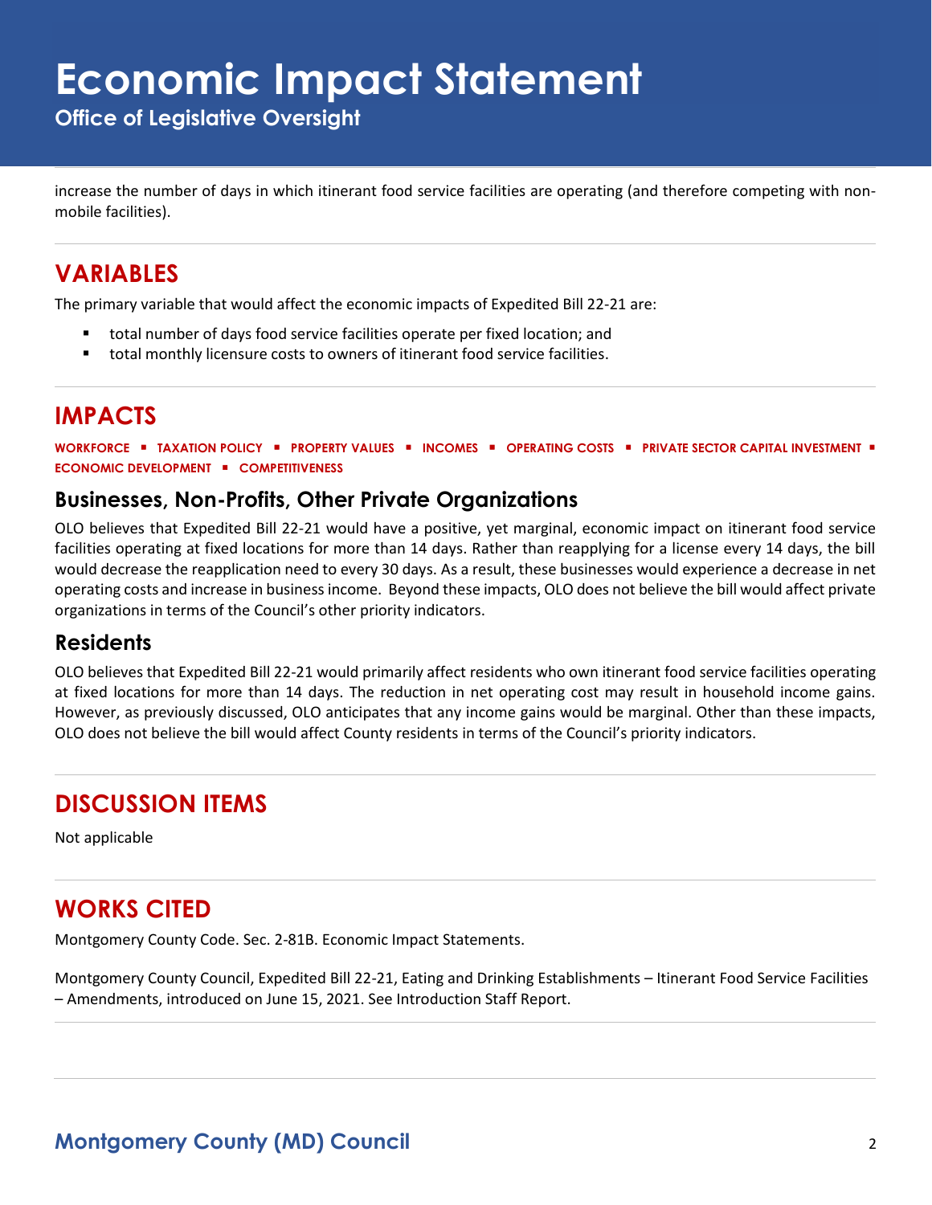increase the number of days in which itinerant food service facilities are operating (and therefore competing with non-mobile facilities).

## VARIABLES

The primary variable that would affect the economic impacts of Expedited Bill 22-21 are:

- total number of days food service facilities operate per fixed location; and
- total monthly licensure costs to owners of itinerant food service facilities.

## IMPACTS

**WORKFORCE ▪ TAXATION POLICY ▪ PROPERTY VALUES ▪ INCOMES ▪ OPERATING COSTS ▪ PRIVATE SECTOR CAPITAL INVESTMENT ▪ ECONOMIC DEVELOPMENT ▪ COMPETITIVENESS**

### Businesses, Non-Profits, Other Private Organizations

OLO believes that Expedited Bill 22-21 would have a positive, yet marginal, economic impact on itinerant food service facilities operating at fixed locations for more than 14 days. Rather than reapplying for a license every 14 days, the bill would decrease the reapplication need to every 30 days. As a result, these businesses would experience a decrease in net operating costs and increase in business income. Beyond these impacts, OLO does not believe the bill would affect private organizations in terms of the Council's other priority indicators.

### Residents

OLO believes that Expedited Bill 22-21 would primarily affect residents who own itinerant food service facilities operating at fixed locations for more than 14 days. The reduction in net operating cost may result in household income gains. However, as previously discussed, OLO anticipates that any income gains would be marginal. Other than these impacts, OLO does not believe the bill would affect County residents in terms of the Council's priority indicators.

## DISCUSSION ITEMS

Not applicable

## WORKS CITED

Montgomery County Code. Sec. 2-81B. Economic Impact Statements.

Montgomery County Council, Expedited Bill 22-21, Eating and Drinking Establishments – Itinerant Food Service Facilities – Amendments, introduced on June 15, 2021. See Introduction Staff Report.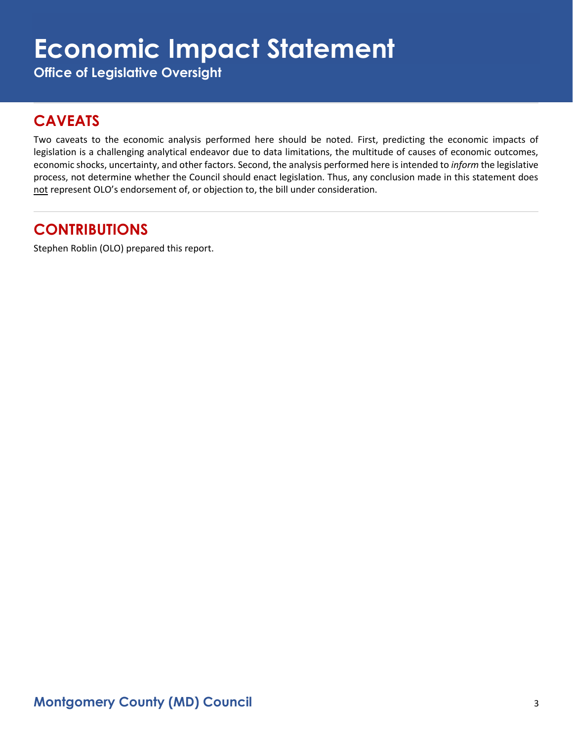# Economic Impact Statement

**Office of Legislative Oversight**

## CAVEATS

Two caveats to the economic analysis performed here should be noted. First, predicting the economic impacts of legislation is a challenging analytical endeavor due to data limitations, the multitude of causes of economic outcomes, economic shocks, uncertainty, and other factors. Second, the analysis performed here is intended to *inform* the legislative process, not determine whether the Council should enact legislation. Thus, any conclusion made in this statement does <u>not</u> represent OLO's endorsement of, or objection to, the bill under consideration.

## CONTRIBUTIONS

Stephen Roblin (OLO) prepared this report.